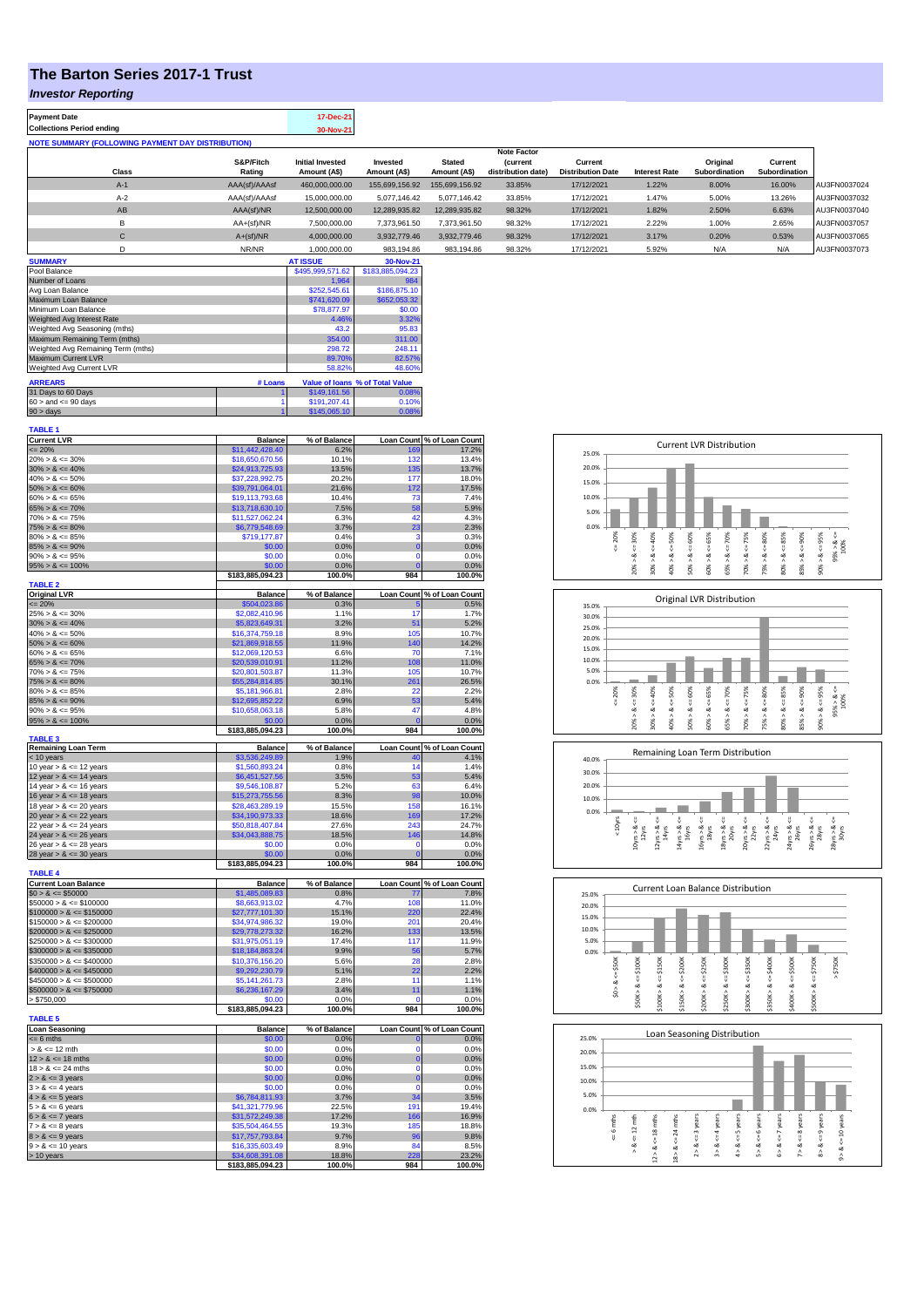# The Barton Series 2017-1 Trust

## *Investor Reporting*

| | |
|---|---|
| **Payment Date** | 17-Dec-21 |
| **Collections Period ending** | 30-Nov-21 |

**NOTE SUMMARY (FOLLOWING PAYMENT DAY DISTRIBUTION)**

| Class | S&P/Fitch Rating | Initial Invested Amount (A$) | Invested Amount (A$) | Stated Amount (A$) | Note Factor (current distribution date) | Current Distribution Date | Interest Rate | Original Subordination | Current Subordination | |
|---|---|---|---|---|---|---|---|---|---|---|
| A-1 | AAA(sf)/AAAsf | 460,000,000.00 | 155,699,156.92 | 155,699,156.92 | 33.85% | 17/12/2021 | 1.22% | 8.00% | 16.00% | AU3FN0037024 |
| A-2 | AAA(sf)/AAAsf | 15,000,000.00 | 5,077,146.42 | 5,077,146.42 | 33.85% | 17/12/2021 | 1.47% | 5.00% | 13.26% | AU3FN0037032 |
| AB | AAA(sf)/NR | 12,500,000.00 | 12,289,935.82 | 12,289,935.82 | 98.32% | 17/12/2021 | 1.82% | 2.50% | 6.63% | AU3FN0037040 |
| B | AA+(sf)/NR | 7,500,000.00 | 7,373,961.50 | 7,373,961.50 | 98.32% | 17/12/2021 | 2.22% | 1.00% | 2.65% | AU3FN0037057 |
| C | A+(sf)/NR | 4,000,000.00 | 3,932,779.46 | 3,932,779.46 | 98.32% | 17/12/2021 | 3.17% | 0.20% | 0.53% | AU3FN0037065 |
| D | NR/NR | 1,000,000.00 | 983,194.86 | 983,194.86 | 98.32% | 17/12/2021 | 5.92% | N/A | N/A | AU3FN0037073 |

| SUMMARY | AT ISSUE | 30-Nov-21 |
|---|---|---|
| Pool Balance | $495,999,571.62 | $183,885,094.23 |
| Number of Loans | 1,964 | 984 |
| Avg Loan Balance | $252,545.61 | $186,875.10 |
| Maximum Loan Balance | $741,620.09 | $652,053.32 |
| Minimum Loan Balance | $78,877.97 | $0.00 |
| Weighted Avg Interest Rate | 4.46% | 3.32% |
| Weighted Avg Seasoning (mths) | 43.2 | 95.83 |
| Maximum Remaining Term (mths) | 354.00 | 311.00 |
| Weighted Avg Remaining Term (mths) | 298.72 | 248.11 |
| Maximum Current LVR | 89.70% | 82.57% |
| Weighted Avg Current LVR | 58.82% | 48.60% |

| ARREARS | # Loans | Value of loans | % of Total Value |
|---|---|---|---|
| 31 Days to 60 Days | 1 | $149,161.56 | 0.08% |
| 60 > and <= 90 days | 1 | $191,207.41 | 0.10% |
| 90 > days | 1 | $145,065.10 | 0.08% |

**TABLE 1**

| Current LVR | Balance | % of Balance | Loan Count | % of Loan Count |
|---|---|---|---|---|
| <= 20% | $11,442,428.40 | 6.2% | 169 | 17.2% |
| 20% > & <= 30% | $18,650,670.56 | 10.1% | 132 | 13.4% |
| 30% > & <= 40% | $24,913,725.93 | 13.5% | 135 | 13.7% |
| 40% > & <= 50% | $37,228,992.75 | 20.2% | 177 | 18.0% |
| 50% > & <= 60% | $39,791,064.01 | 21.6% | 172 | 17.5% |
| 60% > & <= 65% | $19,113,793.68 | 10.4% | 73 | 7.4% |
| 65% > & <= 70% | $13,718,630.10 | 7.5% | 58 | 5.9% |
| 70% > & <= 75% | $11,527,062.24 | 6.3% | 42 | 4.3% |
| 75% > & <= 80% | $6,779,548.69 | 3.7% | 23 | 2.3% |
| 80% > & <= 85% | $719,177.87 | 0.4% | 3 | 0.3% |
| 85% > & <= 90% | $0.00 | 0.0% | 0 | 0.0% |
| 90% > & <= 95% | $0.00 | 0.0% | 0 | 0.0% |
| 95% > & <= 100% | $0.00 | 0.0% | 0 | 0.0% |
| | $183,885,094.23 | 100.0% | 984 | 100.0% |

**TABLE 2**

| Original LVR | Balance | % of Balance | Loan Count | % of Loan Count |
|---|---|---|---|---|
| <= 20% | $504,023.86 | 0.3% | 5 | 0.5% |
| 25% > & <= 30% | $2,082,410.96 | 1.1% | 17 | 1.7% |
| 30% > & <= 40% | $5,823,649.31 | 3.2% | 51 | 5.2% |
| 40% > & <= 50% | $16,374,759.18 | 8.9% | 105 | 10.7% |
| 50% > & <= 60% | $21,869,918.55 | 11.9% | 140 | 14.2% |
| 60% > & <= 65% | $12,069,120.53 | 6.6% | 70 | 7.1% |
| 65% > & <= 70% | $20,539,010.91 | 11.2% | 108 | 11.0% |
| 70% > & <= 75% | $20,801,503.87 | 11.3% | 105 | 10.7% |
| 75% > & <= 80% | $55,284,814.85 | 30.1% | 261 | 26.5% |
| 80% > & <= 85% | $5,181,966.81 | 2.8% | 22 | 2.2% |
| 85% > & <= 90% | $12,695,852.22 | 6.9% | 53 | 5.4% |
| 90% > & <= 95% | $10,658,063.18 | 5.8% | 47 | 4.8% |
| 95% > & <= 100% | $0.00 | 0.0% | 0 | 0.0% |
| | $183,885,094.23 | 100.0% | 984 | 100.0% |

**TABLE 3**

| Remaining Loan Term | Balance | % of Balance | Loan Count | % of Loan Count |
|---|---|---|---|---|
| < 10 years | $3,536,249.89 | 1.9% | 40 | 4.1% |
| 10 year > & <= 12 years | $1,560,893.24 | 0.8% | 14 | 1.4% |
| 12 year > & <= 14 years | $6,451,527.56 | 3.5% | 53 | 5.4% |
| 14 year > & <= 16 years | $9,546,108.87 | 5.2% | 63 | 6.4% |
| 16 year > & <= 18 years | $15,273,755.56 | 8.3% | 98 | 10.0% |
| 18 year > & <= 20 years | $28,463,289.19 | 15.5% | 158 | 16.1% |
| 20 year > & <= 22 years | $34,190,973.33 | 18.6% | 169 | 17.2% |
| 22 year > & <= 24 years | $50,818,407.84 | 27.6% | 243 | 24.7% |
| 24 year > & <= 26 years | $34,043,888.75 | 18.5% | 146 | 14.8% |
| 26 year > & <= 28 years | $0.00 | 0.0% | 0 | 0.0% |
| 28 year > & <= 30 years | $0.00 | 0.0% | 0 | 0.0% |
| | $183,885,094.23 | 100.0% | 984 | 100.0% |

**TABLE 4**

| Current Loan Balance | Balance | % of Balance | Loan Count | % of Loan Count |
|---|---|---|---|---|
| $0 > & <= $50000 | $1,485,089.83 | 0.8% | 77 | 7.8% |
| $50000 > & <= $100000 | $8,663,913.02 | 4.7% | 108 | 11.0% |
| $100000 > & <= $150000 | $27,777,101.30 | 15.1% | 220 | 22.4% |
| $150000 > & <= $200000 | $34,974,986.32 | 19.0% | 201 | 20.4% |
| $200000 > & <= $250000 | $29,778,273.32 | 16.2% | 133 | 13.5% |
| $250000 > & <= $300000 | $31,975,051.19 | 17.4% | 117 | 11.9% |
| $300000 > & <= $350000 | $18,184,863.24 | 9.9% | 56 | 5.7% |
| $350000 > & <= $400000 | $10,376,156.20 | 5.6% | 28 | 2.8% |
| $400000 > & <= $450000 | $9,292,230.79 | 5.1% | 22 | 2.2% |
| $450000 > & <= $500000 | $5,141,261.73 | 2.8% | 11 | 1.1% |
| $500000 > & <= $750000 | $6,236,167.29 | 3.4% | 11 | 1.1% |
| > $750,000 | $0.00 | 0.0% | 0 | 0.0% |
| | $183,885,094.23 | 100.0% | 984 | 100.0% |

**TABLE 5**

| Loan Seasoning | Balance | % of Balance | Loan Count | % of Loan Count |
|---|---|---|---|---|
| <= 6 mths | $0.00 | 0.0% | 0 | 0.0% |
| > & <= 12 mth | $0.00 | 0.0% | 0 | 0.0% |
| 12 > & <= 18 mths | $0.00 | 0.0% | 0 | 0.0% |
| 18 > & <= 24 mths | $0.00 | 0.0% | 0 | 0.0% |
| 2 > & <= 3 years | $0.00 | 0.0% | 0 | 0.0% |
| 3 > & <= 4 years | $0.00 | 0.0% | 0 | 0.0% |
| 4 > & <= 5 years | $6,784,811.93 | 3.7% | 34 | 3.5% |
| 5 > & <= 6 years | $41,321,779.96 | 22.5% | 191 | 19.4% |
| 6 > & <= 7 years | $31,572,249.38 | 17.2% | 166 | 16.9% |
| 7 > & <= 8 years | $35,504,464.55 | 19.3% | 185 | 18.8% |
| 8 > & <= 9 years | $17,757,793.84 | 9.7% | 96 | 9.8% |
| 9 > & <= 10 years | $16,335,603.49 | 8.9% | 84 | 8.5% |
| > 10 years | $34,608,391.08 | 18.8% | 228 | 23.2% |
| | $183,885,094.23 | 100.0% | 984 | 100.0% |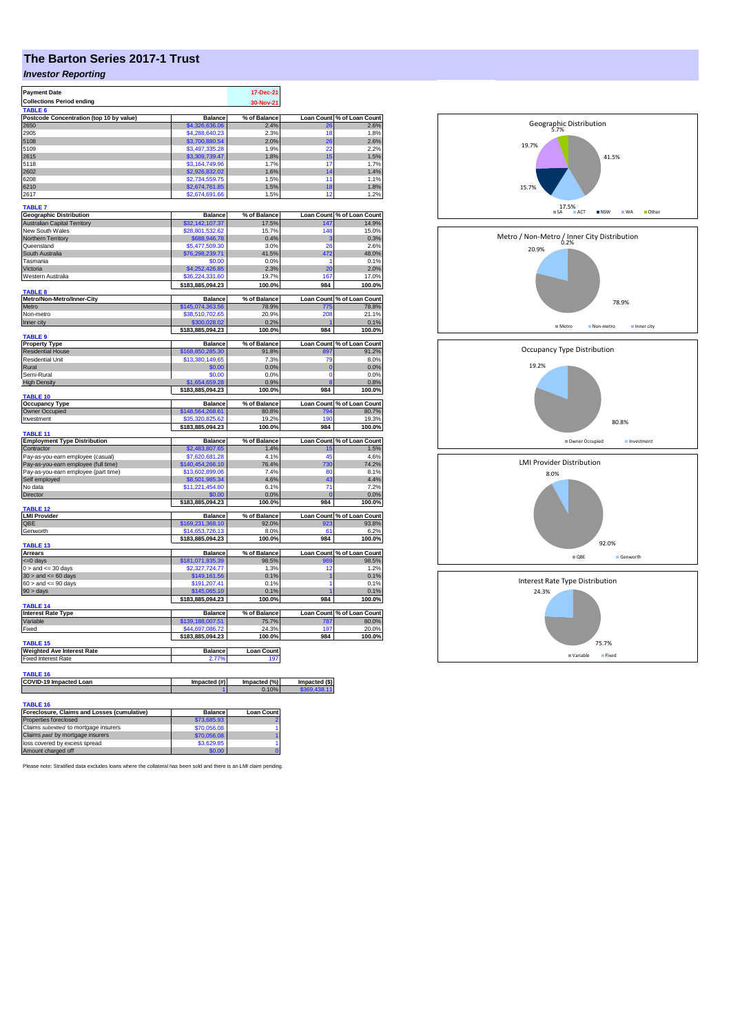# The Barton Series 2017-1 Trust

## *Investor Reporting*

| Payment Date | 17-Dec-21 |
|---|---|
| Collections Period ending | 30-Nov-21 |

**TABLE 6**

| Postcode Concentration (top 10 by value) | Balance | % of Balance | Loan Count | % of Loan Count |
|---|---|---|---|---|
| 2650 | $4,326,636.06 | 2.4% | 26 | 2.6% |
| 2905 | $4,288,640.23 | 2.3% | 18 | 1.8% |
| 5108 | $3,700,880.54 | 2.0% | 26 | 2.6% |
| 5109 | $3,497,335.28 | 1.9% | 22 | 2.2% |
| 2615 | $3,309,739.47 | 1.8% | 15 | 1.5% |
| 5118 | $3,164,749.96 | 1.7% | 17 | 1.7% |
| 2602 | $2,926,832.02 | 1.6% | 14 | 1.4% |
| 6208 | $2,734,559.75 | 1.5% | 11 | 1.1% |
| 6210 | $2,674,761.85 | 1.5% | 18 | 1.8% |
| 2617 | $2,674,691.66 | 1.5% | 12 | 1.2% |

**TABLE 7**

| Geographic Distribution | Balance | % of Balance | Loan Count | % of Loan Count |
|---|---|---|---|---|
| Australian Capital Territory | $32,142,107.37 | 17.5% | 147 | 14.9% |
| New South Wales | $28,801,532.62 | 15.7% | 148 | 15.0% |
| Northern Territory | $688,946.78 | 0.4% | 3 | 0.3% |
| Queensland | $5,477,509.30 | 3.0% | 26 | 2.6% |
| South Australia | $76,298,239.71 | 41.5% | 472 | 48.0% |
| Tasmania | $0.00 | 0.0% | 1 | 0.1% |
| Victoria | $4,252,426.85 | 2.3% | 20 | 2.0% |
| Western Australia | $36,224,331.60 | 19.7% | 167 | 17.0% |
| | $183,885,094.23 | 100.0% | 984 | 100.0% |

**TABLE 8**

| Metro/Non-Metro/Inner-City | Balance | % of Balance | Loan Count | % of Loan Count |
|---|---|---|---|---|
| Metro | $145,074,363.56 | 78.9% | 775 | 78.8% |
| Non-metro | $38,510,702.65 | 20.9% | 208 | 21.1% |
| Inner city | $300,028.02 | 0.2% | 1 | 0.1% |
| | $183,885,094.23 | 100.0% | 984 | 100.0% |

**TABLE 9**

| Property Type | Balance | % of Balance | Loan Count | % of Loan Count |
|---|---|---|---|---|
| Residential House | $168,850,285.30 | 91.8% | 897 | 91.2% |
| Residential Unit | $13,380,149.65 | 7.3% | 79 | 8.0% |
| Rural | $0.00 | 0.0% | 0 | 0.0% |
| Semi-Rural | $0.00 | 0.0% | 0 | 0.0% |
| High Density | $1,654,659.28 | 0.9% | 8 | 0.8% |
| | $183,885,094.23 | 100.0% | 984 | 100.0% |

**TABLE 10**

| Occupancy Type | Balance | % of Balance | Loan Count | % of Loan Count |
|---|---|---|---|---|
| Owner Occupied | $148,564,268.61 | 80.8% | 794 | 80.7% |
| Investment | $35,320,825.62 | 19.2% | 190 | 19.3% |
| | $183,885,094.23 | 100.0% | 984 | 100.0% |

**TABLE 11**

| Employment Type Distribution | Balance | % of Balance | Loan Count | % of Loan Count |
|---|---|---|---|---|
| Contractor | $2,483,807.65 | 1.4% | 15 | 1.5% |
| Pay-as-you-earn employee (casual) | $7,620,681.28 | 4.1% | 45 | 4.6% |
| Pay-as-you-earn employee (full time) | $140,454,266.10 | 76.4% | 730 | 74.2% |
| Pay-as-you-earn employee (part time) | $13,602,899.06 | 7.4% | 80 | 8.1% |
| Self employed | $8,501,985.34 | 4.6% | 43 | 4.4% |
| No data | $11,221,454.80 | 6.1% | 71 | 7.2% |
| Director | $0.00 | 0.0% | 0 | 0.0% |
| | $183,885,094.23 | 100.0% | 984 | 100.0% |

**TABLE 12**

| LMI Provider | Balance | % of Balance | Loan Count | % of Loan Count |
|---|---|---|---|---|
| QBE | $169,231,368.10 | 92.0% | 923 | 93.8% |
| Genworth | $14,653,726.13 | 8.0% | 61 | 6.2% |
| | $183,885,094.23 | 100.0% | 984 | 100.0% |

**TABLE 13**

| Arrears | Balance | % of Balance | Loan Count | % of Loan Count |
|---|---|---|---|---|
| <=0 days | $181,071,935.39 | 98.5% | 969 | 98.5% |
| 0 > and <= 30 days | $2,327,724.77 | 1.3% | 12 | 1.2% |
| 30 > and <= 60 days | $149,161.56 | 0.1% | 1 | 0.1% |
| 60 > and <= 90 days | $191,207.41 | 0.1% | 1 | 0.1% |
| 90 > days | $145,065.10 | 0.1% | 1 | 0.1% |
| | $183,885,094.23 | 100.0% | 984 | 100.0% |

**TABLE 14**

| Interest Rate Type | Balance | % of Balance | Loan Count | % of Loan Count |
|---|---|---|---|---|
| Variable | $139,188,007.51 | 75.7% | 787 | 80.0% |
| Fixed | $44,697,086.72 | 24.3% | 197 | 20.0% |
| | $183,885,094.23 | 100.0% | 984 | 100.0% |

**TABLE 15**

| Weighted Ave Interest Rate | Balance | Loan Count |
|---|---|---|
| Fixed Interest Rate | 2.77% | 197 |

**TABLE 16**

| COVID-19 Impacted Loan | Impacted (#) | Impacted (%) | Impacted ($) |
|---|---|---|---|
| | 1 | 0.10% | $369,438.11 |

**TABLE 16**

| Foreclosure, Claims and Losses (cumulative) | Balance | Loan Count |
|---|---|---|
| Properties foreclosed | $73,685.93 | 2 |
| Claims *submitted* to mortgage insurers | $70,056.08 | 1 |
| Claims *paid* by mortgage insurers | $70,056.08 | 1 |
| loss covered by excess spread | $3,629.85 | 1 |
| Amount charged off | $0.00 | 0 |

Please note: Stratified data excludes loans where the collateral has been sold and there is an LMI claim pending.

Geographic Distribution: SA 41.5%, ACT 17.5%, NSW 15.7%, WA 19.7%, Other 5.7%

Metro / Non-Metro / Inner City Distribution: Metro 78.9%, Non-metro 20.9%, Inner city 0.2%

Occupancy Type Distribution: Owner Occupied 80.8%, Investment 19.2%

LMI Provider Distribution: QBE 92.0%, Genworth 8.0%

Interest Rate Type Distribution: Variable 75.7%, Fixed 24.3%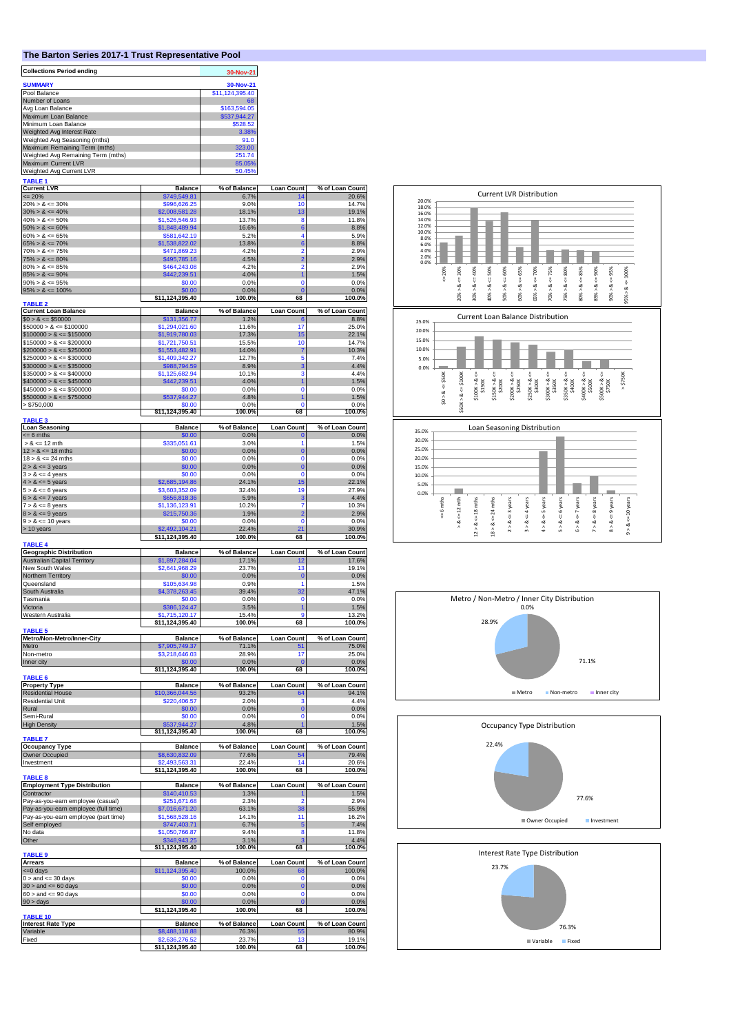# The Barton Series 2017-1 Trust Representative Pool

| Collections Period ending | 30-Nov-21 |
|---|---|

| SUMMARY | 30-Nov-21 |
|---|---|
| Pool Balance | $11,124,395.40 |
| Number of Loans | 68 |
| Avg Loan Balance | $163,594.05 |
| Maximum Loan Balance | $537,944.27 |
| Minimum Loan Balance | $528.52 |
| Weighted Avg Interest Rate | 3.38% |
| Weighted Avg Seasoning (mths) | 91.0 |
| Maximum Remaining Term (mths) | 323.00 |
| Weighted Avg Remaining Term (mths) | 251.74 |
| Maximum Current LVR | 85.05% |
| Weighted Avg Current LVR | 50.45% |

TABLE 1

| Current LVR | Balance | % of Balance | Loan Count | % of Loan Count |
|---|---|---|---|---|
| <= 20% | $749,549.81 | 6.7% | 14 | 20.6% |
| 20% > & <= 30% | $996,626.25 | 9.0% | 10 | 14.7% |
| 30% > & <= 40% | $2,008,581.28 | 18.1% | 13 | 19.1% |
| 40% > & <= 50% | $1,526,546.93 | 13.7% | 8 | 11.8% |
| 50% > & <= 60% | $1,848,489.94 | 16.6% | 6 | 8.8% |
| 60% > & <= 65% | $581,642.19 | 5.2% | 4 | 5.9% |
| 65% > & <= 70% | $1,538,822.02 | 13.8% | 6 | 8.8% |
| 70% > & <= 75% | $471,869.23 | 4.2% | 2 | 2.9% |
| 75% > & <= 80% | $495,785.16 | 4.5% | 2 | 2.9% |
| 80% > & <= 85% | $464,243.08 | 4.2% | 2 | 2.9% |
| 85% > & <= 90% | $442,239.51 | 4.0% | 1 | 1.5% |
| 90% > & <= 95% | $0.00 | 0.0% | 0 | 0.0% |
| 95% > & <= 100% | $0.00 | 0.0% | 0 | 0.0% |
| | $11,124,395.40 | 100.0% | 68 | 100.0% |

TABLE 2

| Current Loan Balance | Balance | % of Balance | Loan Count | % of Loan Count |
|---|---|---|---|---|
| $0 > & <= $50000 | $131,356.77 | 1.2% | 6 | 8.8% |
| $50000 > & <= $100000 | $1,294,021.60 | 11.6% | 17 | 25.0% |
| $100000 > & <= $150000 | $1,919,780.03 | 17.3% | 15 | 22.1% |
| $150000 > & <= $200000 | $1,721,750.51 | 15.5% | 10 | 14.7% |
| $200000 > & <= $250000 | $1,553,482.91 | 14.0% | 7 | 10.3% |
| $250000 > & <= $300000 | $1,409,342.27 | 12.7% | 5 | 7.4% |
| $300000 > & <= $350000 | $988,794.59 | 8.9% | 3 | 4.4% |
| $350000 > & <= $400000 | $1,125,682.94 | 10.1% | 3 | 4.4% |
| $400000 > & <= $450000 | $442,239.51 | 4.0% | 1 | 1.5% |
| $450000 > & <= $500000 | $0.00 | 0.0% | 0 | 0.0% |
| $500000 > & <= $750000 | $537,944.27 | 4.8% | 1 | 1.5% |
| > $750,000 | $0.00 | 0.0% | 0 | 0.0% |
| | $11,124,395.40 | 100.0% | 68 | 100.0% |

TABLE 3

| Loan Seasoning | Balance | % of Balance | Loan Count | % of Loan Count |
|---|---|---|---|---|
| <= 6 mths | $0.00 | 0.0% | 0 | 0.0% |
| > & <= 12 mth | $335,051.61 | 3.0% | 1 | 1.5% |
| 12 > & <= 18 mths | $0.00 | 0.0% | 0 | 0.0% |
| 18 > & <= 24 mths | $0.00 | 0.0% | 0 | 0.0% |
| 2 > & <= 3 years | $0.00 | 0.0% | 0 | 0.0% |
| 3 > & <= 4 years | $0.00 | 0.0% | 0 | 0.0% |
| 4 > & <= 5 years | $2,685,194.86 | 24.1% | 15 | 22.1% |
| 5 > & <= 6 years | $3,603,352.09 | 32.4% | 19 | 27.9% |
| 6 > & <= 7 years | $656,818.36 | 5.9% | 3 | 4.4% |
| 7 > & <= 8 years | $1,136,123.91 | 10.2% | 7 | 10.3% |
| 8 > & <= 9 years | $215,750.36 | 1.9% | 2 | 2.9% |
| 9 > & <= 10 years | $0.00 | 0.0% | 0 | 0.0% |
| > 10 years | $2,492,104.21 | 22.4% | 21 | 30.9% |
| | $11,124,395.40 | 100.0% | 68 | 100.0% |

TABLE 4

| Geographic Distribution | Balance | % of Balance | Loan Count | % of Loan Count |
|---|---|---|---|---|
| Australian Capital Territory | $1,897,284.04 | 17.1% | 12 | 17.6% |
| New South Wales | $2,641,968.29 | 23.7% | 13 | 19.1% |
| Northern Territory | $0.00 | 0.0% | 0 | 0.0% |
| Queensland | $105,634.98 | 0.9% | 1 | 1.5% |
| South Australia | $4,378,263.45 | 39.4% | 32 | 47.1% |
| Tasmania | $0.00 | 0.0% | 0 | 0.0% |
| Victoria | $386,124.47 | 3.5% | 1 | 1.5% |
| Western Australia | $1,715,120.17 | 15.4% | 9 | 13.2% |
| | $11,124,395.40 | 100.0% | 68 | 100.0% |

TABLE 5

| Metro/Non-Metro/Inner-City | Balance | % of Balance | Loan Count | % of Loan Count |
|---|---|---|---|---|
| Metro | $7,905,749.37 | 71.1% | 51 | 75.0% |
| Non-metro | $3,218,646.03 | 28.9% | 17 | 25.0% |
| Inner city | $0.00 | 0.0% | 0 | 0.0% |
| | $11,124,395.40 | 100.0% | 68 | 100.0% |

TABLE 6

| Property Type | Balance | % of Balance | Loan Count | % of Loan Count |
|---|---|---|---|---|
| Residential House | $10,366,044.56 | 93.2% | 64 | 94.1% |
| Residential Unit | $220,406.57 | 2.0% | 3 | 4.4% |
| Rural | $0.00 | 0.0% | 0 | 0.0% |
| Semi-Rural | $0.00 | 0.0% | 0 | 0.0% |
| High Density | $537,944.27 | 4.8% | 1 | 1.5% |
| | $11,124,395.40 | 100.0% | 68 | 100.0% |

TABLE 7

| Occupancy Type | Balance | % of Balance | Loan Count | % of Loan Count |
|---|---|---|---|---|
| Owner Occupied | $8,630,832.09 | 77.6% | 54 | 79.4% |
| Investment | $2,493,563.31 | 22.4% | 14 | 20.6% |
| | $11,124,395.40 | 100.0% | 68 | 100.0% |

TABLE 8

| Employment Type Distribution | Balance | % of Balance | Loan Count | % of Loan Count |
|---|---|---|---|---|
| Contractor | $140,410.53 | 1.3% | 1 | 1.5% |
| Pay-as-you-earn employee (casual) | $251,671.68 | 2.3% | 2 | 2.9% |
| Pay-as-you-earn employee (full time) | $7,016,671.20 | 63.1% | 38 | 55.9% |
| Pay-as-you-earn employee (part time) | $1,568,528.16 | 14.1% | 11 | 16.2% |
| Self employed | $747,403.71 | 6.7% | 5 | 7.4% |
| No data | $1,050,766.87 | 9.4% | 8 | 11.8% |
| Other | $348,943.25 | 3.1% | 3 | 4.4% |
| | $11,124,395.40 | 100.0% | 68 | 100.0% |

TABLE 9

| Arrears | Balance | % of Balance | Loan Count | % of Loan Count |
|---|---|---|---|---|
| <=0 days | $11,124,395.40 | 100.0% | 68 | 100.0% |
| 0 > and <= 30 days | $0.00 | 0.0% | 0 | 0.0% |
| 30 > and <= 60 days | $0.00 | 0.0% | 0 | 0.0% |
| 60 > and <= 90 days | $0.00 | 0.0% | 0 | 0.0% |
| 90 > days | $0.00 | 0.0% | 0 | 0.0% |
| | $11,124,395.40 | 100.0% | 68 | 100.0% |

TABLE 10

| Interest Rate Type | Balance | % of Balance | Loan Count | % of Loan Count |
|---|---|---|---|---|
| Variable | $8,488,118.88 | 76.3% | 55 | 80.9% |
| Fixed | $2,636,276.52 | 23.7% | 13 | 19.1% |
| | $11,124,395.40 | 100.0% | 68 | 100.0% |

Current LVR Distribution

20.0%
18.0%
16.0%
14.0%
12.0%
10.0%
8.0%
6.0%
4.0%
2.0%
0.0%

<= 20%
20% > & <= 30%
30% > & <= 40%
40% > & <= 50%
50% > & <= 60%
60% > & <= 65%
65% > & <= 70%
70% > & <= 75%
75% > & <= 80%
80% > & <= 85%
85% > & <= 90%
90% > & <= 95%
95% > & <= 100%

Current Loan Balance Distribution

25.0%
20.0%
15.0%
10.0%
5.0%
0.0%

$0 > & <= $50K
$50K > & <= $100K
$100K > & <= $150K
$150K > & <= $200K
$200K > & <= $250K
$250K > & <= $300K
$300K > & <= $350K
$350K > & <= $400K
$400K > & <= $500K
$500K > & <= $750K
> $750K

Loan Seasoning Distribution

35.0%
30.0%
25.0%
20.0%
15.0%
10.0%
5.0%
0.0%

<= 6 mths
> & <= 12 mth
12 > & <= 18 mths
18 > & <= 24 mths
2 > & <= 3 years
3 > & <= 4 years
4 > & <= 5 years
5 > & <= 6 years
6 > & <= 7 years
7 > & <= 8 years
8 > & <= 9 years
9 > & <= 10 years

Metro / Non-Metro / Inner City Distribution

0.0%
28.9%
71.1%

Metro
Non-metro
Inner city

Occupancy Type Distribution

22.4%
77.6%

Owner Occupied
Investment

Interest Rate Type Distribution

23.7%
76.3%

Variable
Fixed